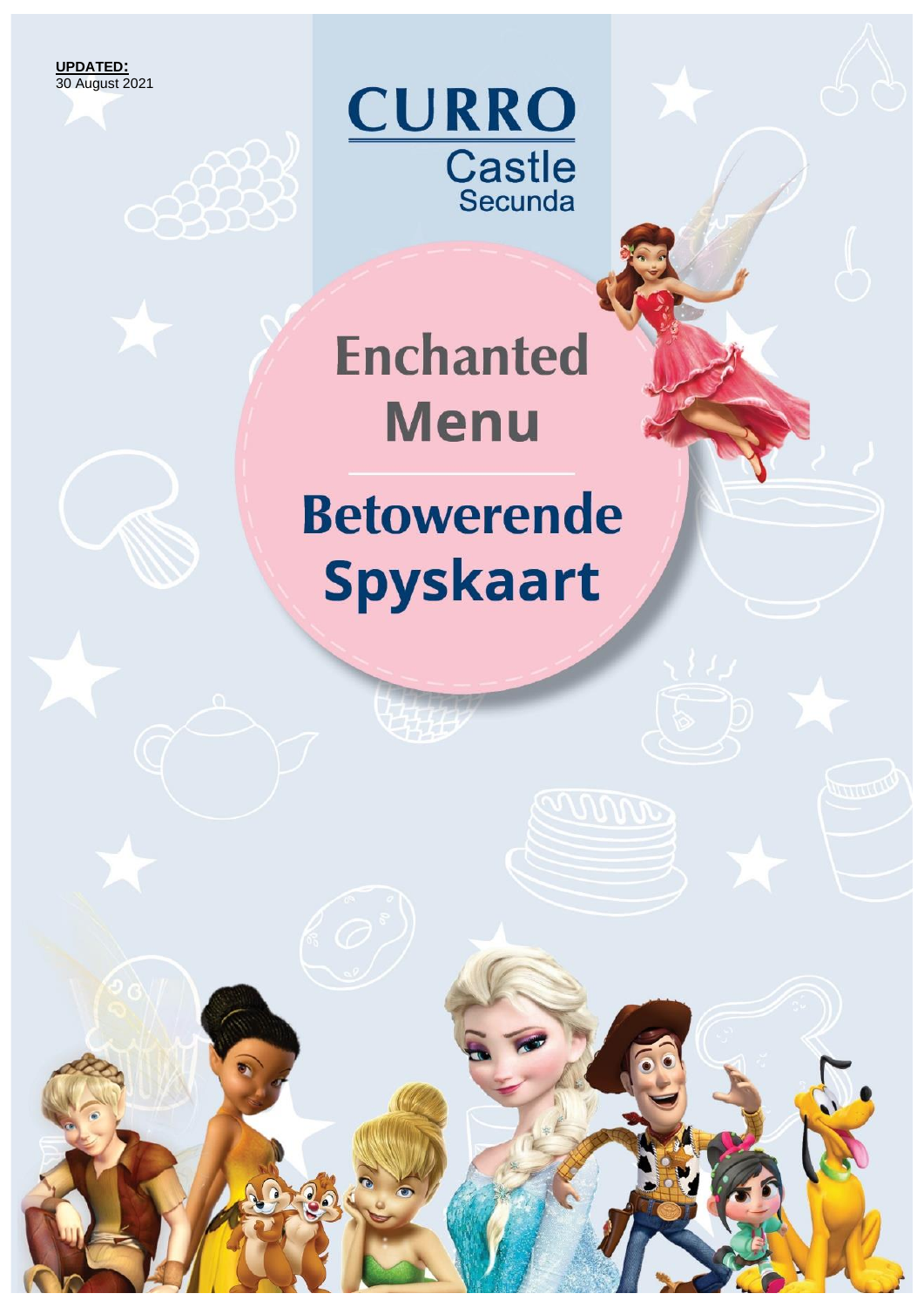**UPDATED:**
30 August 2021

# CURRO

Castle
Secunda

# Enchanted Menu

# Betowerende Spyskaart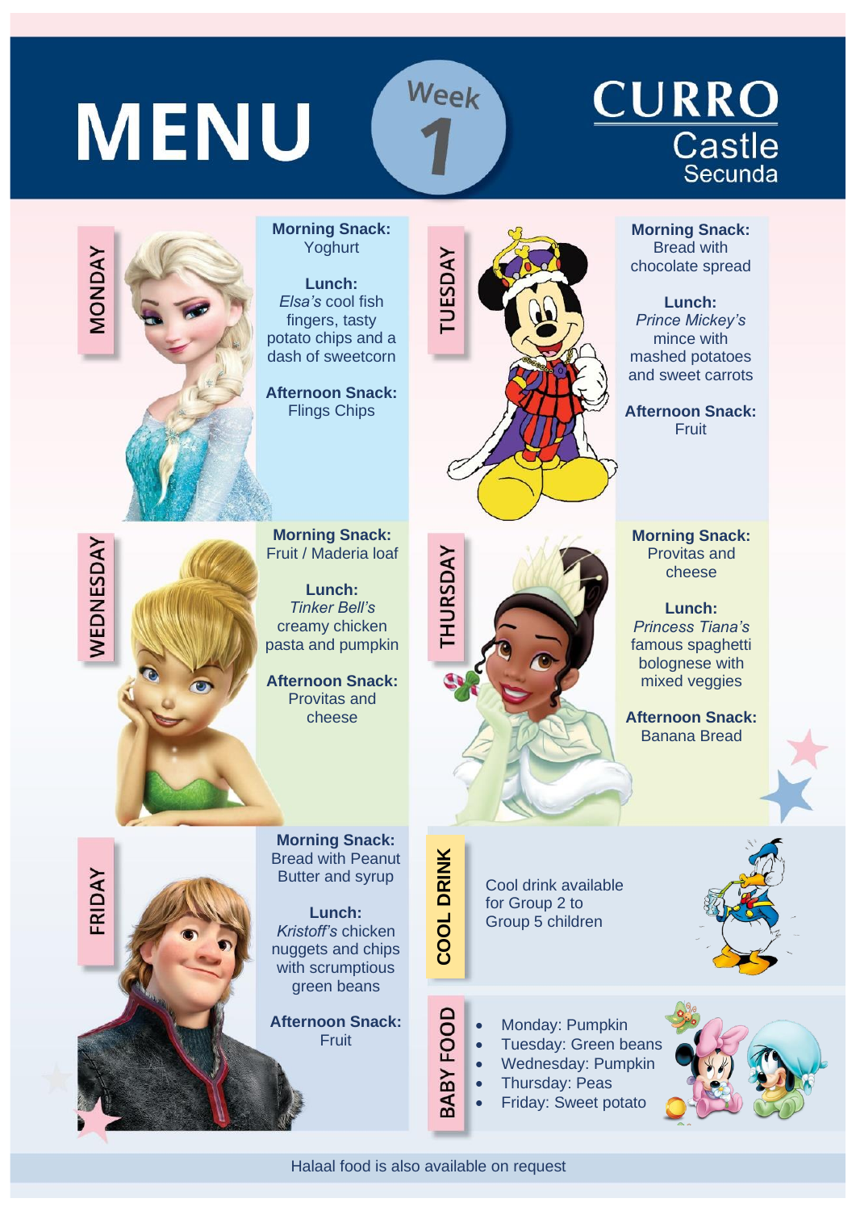# MENU

## Week 1

## CURRO Castle Secunda

### MONDAY

**Morning Snack:**
Yoghurt

**Lunch:**
*Elsa's* cool fish fingers, tasty potato chips and a dash of sweetcorn

**Afternoon Snack:**
Flings Chips

### TUESDAY

**Morning Snack:**
Bread with chocolate spread

**Lunch:**
*Prince Mickey's* mince with mashed potatoes and sweet carrots

**Afternoon Snack:**
Fruit

### WEDNESDAY

**Morning Snack:**
Fruit / Maderia loaf

**Lunch:**
*Tinker Bell's* creamy chicken pasta and pumpkin

**Afternoon Snack:**
Provitas and cheese

### THURSDAY

**Morning Snack:**
Provitas and cheese

**Lunch:**
*Princess Tiana's* famous spaghetti bolognese with mixed veggies

**Afternoon Snack:**
Banana Bread

### FRIDAY

**Morning Snack:**
Bread with Peanut Butter and syrup

**Lunch:**
*Kristoff's* chicken nuggets and chips with scrumptious green beans

**Afternoon Snack:**
Fruit

### COOL DRINK

Cool drink available for Group 2 to Group 5 children

### BABY FOOD

- Monday: Pumpkin
- Tuesday: Green beans
- Wednesday: Pumpkin
- Thursday: Peas
- Friday: Sweet potato

Halaal food is also available on request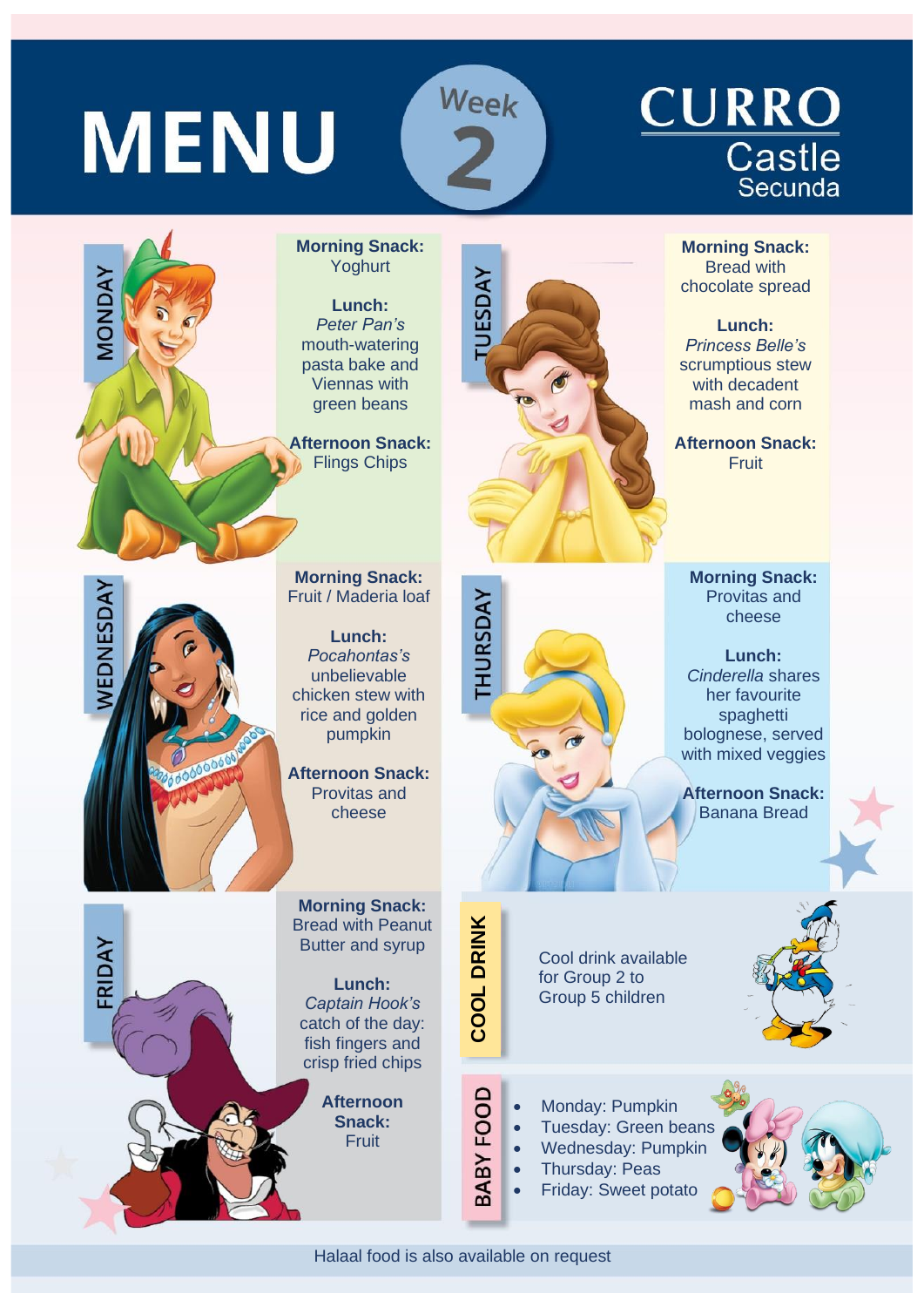# MENU

## Week 2

**CURRO Castle Secunda**

## MONDAY

**Morning Snack:**
Yoghurt

**Lunch:**
*Peter Pan's* mouth-watering pasta bake and Viennas with green beans

**Afternoon Snack:**
Flings Chips

## TUESDAY

**Morning Snack:**
Bread with chocolate spread

**Lunch:**
*Princess Belle's* scrumptious stew with decadent mash and corn

**Afternoon Snack:**
Fruit

## WEDNESDAY

**Morning Snack:**
Fruit / Maderia loaf

**Lunch:**
*Pocahontas's* unbelievable chicken stew with rice and golden pumpkin

**Afternoon Snack:**
Provitas and cheese

## THURSDAY

**Morning Snack:**
Provitas and cheese

**Lunch:**
*Cinderella* shares her favourite spaghetti bolognese, served with mixed veggies

**Afternoon Snack:**
Banana Bread

## FRIDAY

**Morning Snack:**
Bread with Peanut Butter and syrup

**Lunch:**
*Captain Hook's* catch of the day: fish fingers and crisp fried chips

**Afternoon Snack:**
Fruit

## COOL DRINK

Cool drink available for Group 2 to Group 5 children

## BABY FOOD

- Monday: Pumpkin
- Tuesday: Green beans
- Wednesday: Pumpkin
- Thursday: Peas
- Friday: Sweet potato

Halaal food is also available on request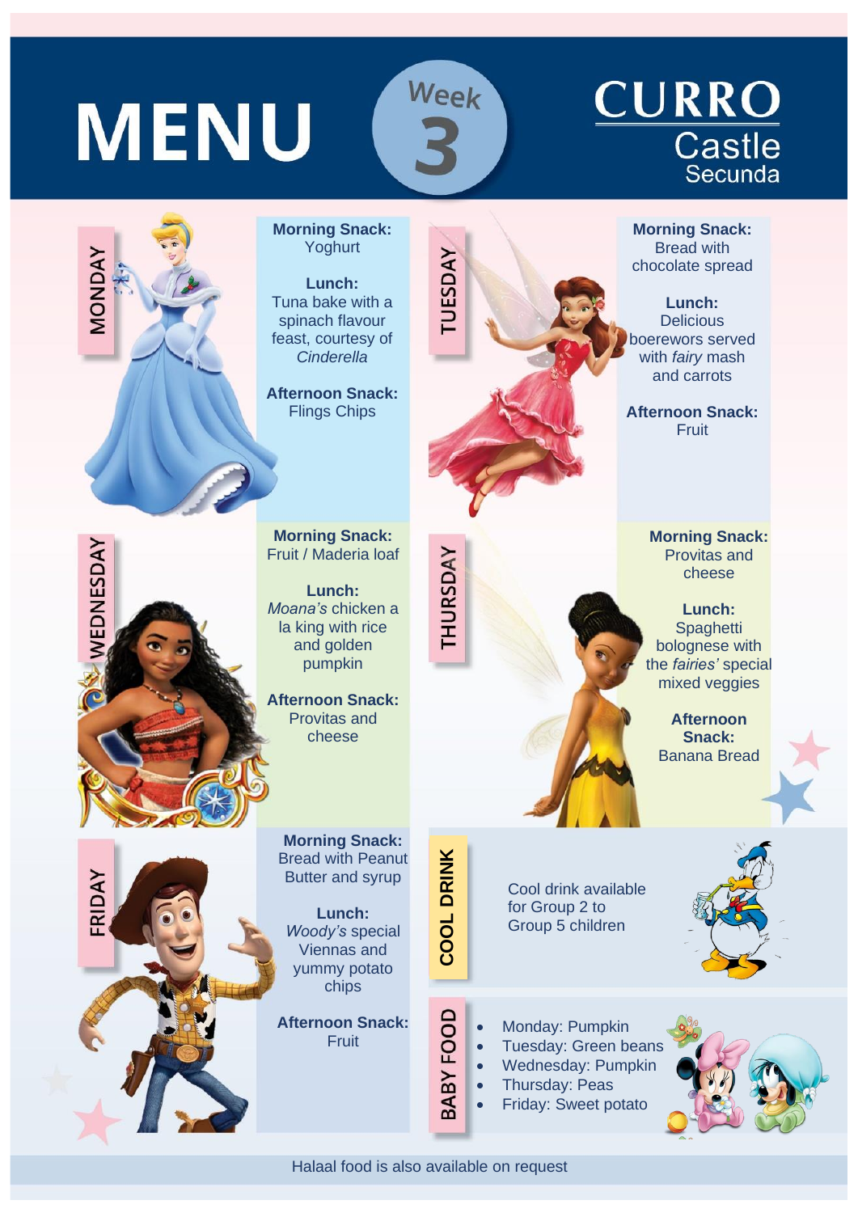# MENU

Week 3

CURRO Castle Secunda

## MONDAY

**Morning Snack:**
Yoghurt

**Lunch:**
Tuna bake with a spinach flavour feast, courtesy of *Cinderella*

**Afternoon Snack:**
Flings Chips

## TUESDAY

**Morning Snack:**
Bread with chocolate spread

**Lunch:**
Delicious boerewors served with *fairy* mash and carrots

**Afternoon Snack:**
Fruit

## WEDNESDAY

**Morning Snack:**
Fruit / Maderia loaf

**Lunch:**
*Moana's* chicken a la king with rice and golden pumpkin

**Afternoon Snack:**
Provitas and cheese

## THURSDAY

**Morning Snack:**
Provitas and cheese

**Lunch:**
Spaghetti bolognese with the *fairies'* special mixed veggies

**Afternoon Snack:**
Banana Bread

## FRIDAY

**Morning Snack:**
Bread with Peanut Butter and syrup

**Lunch:**
*Woody's* special Viennas and yummy potato chips

**Afternoon Snack:**
Fruit

## COOL DRINK

Cool drink available for Group 2 to Group 5 children

## BABY FOOD

- Monday: Pumpkin
- Tuesday: Green beans
- Wednesday: Pumpkin
- Thursday: Peas
- Friday: Sweet potato

Halaal food is also available on request